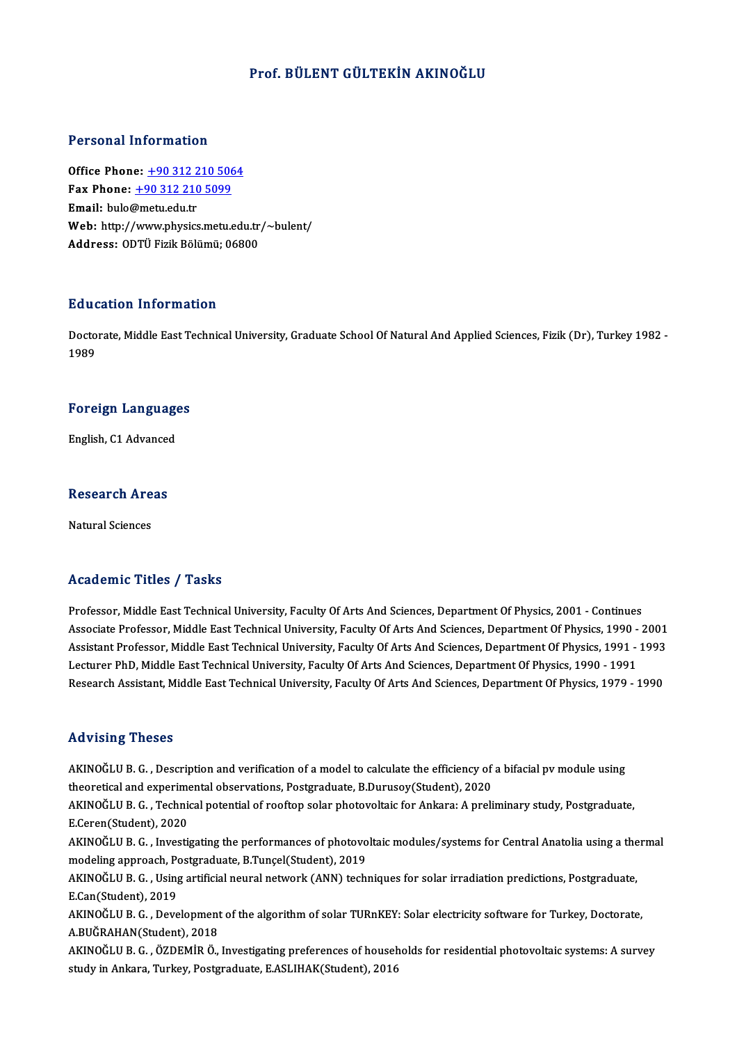# Prof. BÜLENT GÜLTEKİN AKINOĞLU

## Personal Information

**Office Phone:** +90 312 210 5064
**Fax Phone:** +90 312 210 5099
**Email:** bulo@metu.edu.tr
**Web:** http://www.physics.metu.edu.tr/~bulent/
**Address:** ODTÜ Fizik Bölümü; 06800

## Education Information

Doctorate, Middle East Technical University, Graduate School Of Natural And Applied Sciences, Fizik (Dr), Turkey 1982 - 1989

## Foreign Languages

English, C1 Advanced

## Research Areas

Natural Sciences

## Academic Titles / Tasks

Professor, Middle East Technical University, Faculty Of Arts And Sciences, Department Of Physics, 2001 - Continues
Associate Professor, Middle East Technical University, Faculty Of Arts And Sciences, Department Of Physics, 1990 - 2001
Assistant Professor, Middle East Technical University, Faculty Of Arts And Sciences, Department Of Physics, 1991 - 1993
Lecturer PhD, Middle East Technical University, Faculty Of Arts And Sciences, Department Of Physics, 1990 - 1991
Research Assistant, Middle East Technical University, Faculty Of Arts And Sciences, Department Of Physics, 1979 - 1990

## Advising Theses

AKINOĞLU B. G. , Description and verification of a model to calculate the efficiency of a bifacial pv module using theoretical and experimental observations, Postgraduate, B.Durusoy(Student), 2020
AKINOĞLU B. G. , Technical potential of rooftop solar photovoltaic for Ankara: A preliminary study, Postgraduate, E.Ceren(Student), 2020
AKINOĞLU B. G. , Investigating the performances of photovoltaic modules/systems for Central Anatolia using a thermal modeling approach, Postgraduate, B.Tunçel(Student), 2019
AKINOĞLU B. G. , Using artificial neural network (ANN) techniques for solar irradiation predictions, Postgraduate, E.Can(Student), 2019
AKINOĞLU B. G. , Development of the algorithm of solar TURnKEY: Solar electricity software for Turkey, Doctorate, A.BUĞRAHAN(Student), 2018
AKINOĞLU B. G. , ÖZDEMİR Ö., Investigating preferences of households for residential photovoltaic systems: A survey study in Ankara, Turkey, Postgraduate, E.ASLIHAK(Student), 2016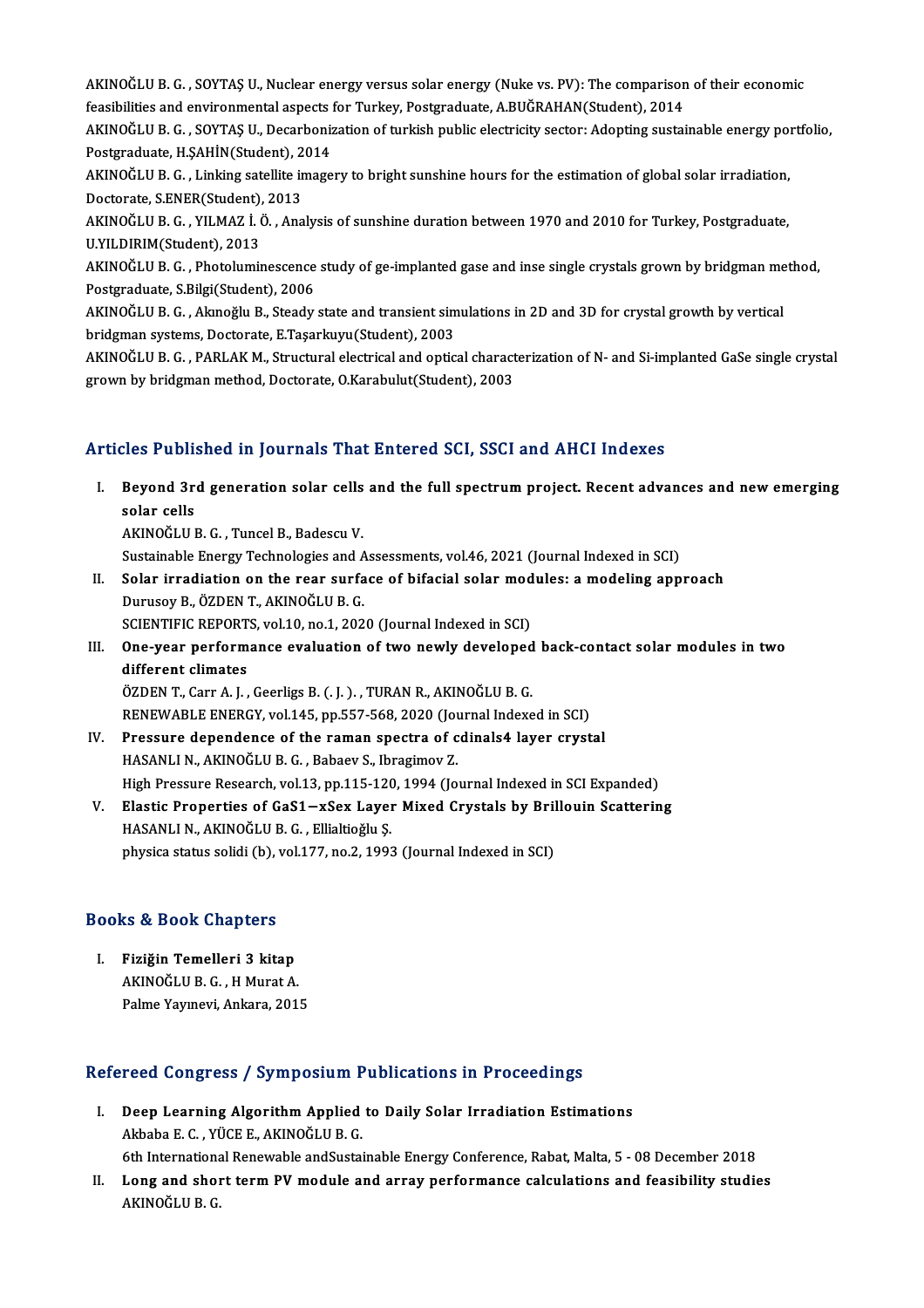AKINOĞLU B. G. , SOYTAŞ U., Nuclear energy versus solar energy (Nuke vs. PV): The comparison of their economic feasibilities and environmental aspects for Turkey, Postgraduate, A.BUĞRAHAN(Student), 2014

AKINOĞLU B. G. , SOYTAŞ U., Decarbonization of turkish public electricity sector: Adopting sustainable energy portfolio, Postgraduate, H.ŞAHİN(Student), 2014

AKINOĞLU B. G. , Linking satellite imagery to bright sunshine hours for the estimation of global solar irradiation, Doctorate, S.ENER(Student), 2013

AKINOĞLU B. G. , YILMAZ İ. Ö. , Analysis of sunshine duration between 1970 and 2010 for Turkey, Postgraduate, U.YILDIRIM(Student), 2013

AKINOĞLU B. G. , Photoluminescence study of ge-implanted gase and inse single crystals grown by bridgman method, Postgraduate, S.Bilgi(Student), 2006

AKINOĞLU B. G. , Akınoğlu B., Steady state and transient simulations in 2D and 3D for crystal growth by vertical bridgman systems, Doctorate, E.Taşarkuyu(Student), 2003

AKINOĞLU B. G. , PARLAK M., Structural electrical and optical characterization of N- and Si-implanted GaSe single crystal grown by bridgman method, Doctorate, O.Karabulut(Student), 2003

## Articles Published in Journals That Entered SCI, SSCI and AHCI Indexes

I. **Beyond 3rd generation solar cells and the full spectrum project. Recent advances and new emerging solar cells**
AKINOĞLU B. G. , Tuncel B., Badescu V.
Sustainable Energy Technologies and Assessments, vol.46, 2021 (Journal Indexed in SCI)

II. **Solar irradiation on the rear surface of bifacial solar modules: a modeling approach**
Durusoy B., ÖZDEN T., AKINOĞLU B. G.
SCIENTIFIC REPORTS, vol.10, no.1, 2020 (Journal Indexed in SCI)

III. **One-year performance evaluation of two newly developed back-contact solar modules in two different climates**
ÖZDEN T., Carr A. J. , Geerligs B. ( J. ). , TURAN R., AKINOĞLU B. G.
RENEWABLE ENERGY, vol.145, pp.557-568, 2020 (Journal Indexed in SCI)

IV. **Pressure dependence of the raman spectra of cdinals4 layer crystal**
HASANLI N., AKINOĞLU B. G. , Babaev S., Ibragimov Z.
High Pressure Research, vol.13, pp.115-120, 1994 (Journal Indexed in SCI Expanded)

V. **Elastic Properties of GaS1−xSex Layer Mixed Crystals by Brillouin Scattering**
HASANLI N., AKINOĞLU B. G. , Ellialtioğlu Ş.
physica status solidi (b), vol.177, no.2, 1993 (Journal Indexed in SCI)

## Books & Book Chapters

I. **Fiziğin Temelleri 3 kitap**
AKINOĞLU B. G. , H Murat A.
Palme Yayınevi, Ankara, 2015

## Refereed Congress / Symposium Publications in Proceedings

I. **Deep Learning Algorithm Applied to Daily Solar Irradiation Estimations**
Akbaba E. C. , YÜCE E., AKINOĞLU B. G.
6th International Renewable andSustainable Energy Conference, Rabat, Malta, 5 - 08 December 2018

II. **Long and short term PV module and array performance calculations and feasibility studies**
AKINOĞLU B. G.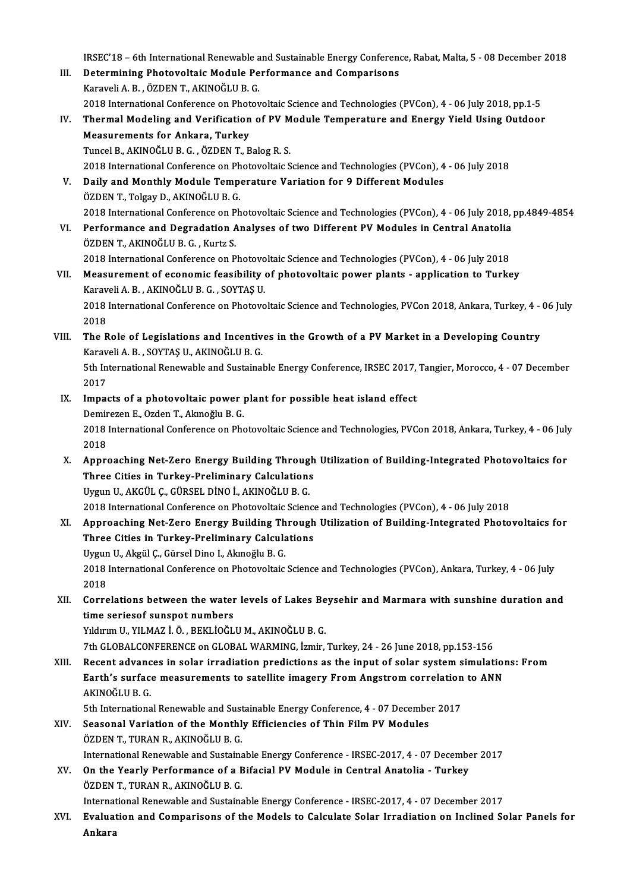IRSEC'18 – 6th International Renewable and Sustainable Energy Conference, Rabat, Malta, 5 - 08 December 2018

III. **Determining Photovoltaic Module Performance and Comparisons**
Karaveli A. B. , ÖZDEN T., AKINOĞLU B. G.
2018 International Conference on Photovoltaic Science and Technologies (PVCon), 4 - 06 July 2018, pp.1-5

IV. **Thermal Modeling and Verification of PV Module Temperature and Energy Yield Using Outdoor Measurements for Ankara, Turkey**
Tuncel B., AKINOĞLU B. G. , ÖZDEN T., Balog R. S.
2018 International Conference on Photovoltaic Science and Technologies (PVCon), 4 - 06 July 2018

V. **Daily and Monthly Module Temperature Variation for 9 Different Modules**
ÖZDEN T., Tolgay D., AKINOĞLU B. G.
2018 International Conference on Photovoltaic Science and Technologies (PVCon), 4 - 06 July 2018, pp.4849-4854

VI. **Performance and Degradation Analyses of two Different PV Modules in Central Anatolia**
ÖZDEN T., AKINOĞLU B. G. , Kurtz S.
2018 International Conference on Photovoltaic Science and Technologies (PVCon), 4 - 06 July 2018

VII. **Measurement of economic feasibility of photovoltaic power plants - application to Turkey**
Karaveli A. B. , AKINOĞLU B. G. , SOYTAŞ U.
2018 International Conference on Photovoltaic Science and Technologies, PVCon 2018, Ankara, Turkey, 4 - 06 July 2018

VIII. **The Role of Legislations and Incentives in the Growth of a PV Market in a Developing Country**
Karaveli A. B. , SOYTAŞ U., AKINOĞLU B. G.
5th International Renewable and Sustainable Energy Conference, IRSEC 2017, Tangier, Morocco, 4 - 07 December 2017

IX. **Impacts of a photovoltaic power plant for possible heat island effect**
Demirezen E., Ozden T., Akınoğlu B. G.
2018 International Conference on Photovoltaic Science and Technologies, PVCon 2018, Ankara, Turkey, 4 - 06 July 2018

X. **Approaching Net-Zero Energy Building Through Utilization of Building-Integrated Photovoltaics for Three Cities in Turkey-Preliminary Calculations**
Uygun U., AKGÜL Ç., GÜRSEL DİNO İ., AKINOĞLU B. G.
2018 International Conference on Photovoltaic Science and Technologies (PVCon), 4 - 06 July 2018

XI. **Approaching Net-Zero Energy Building Through Utilization of Building-Integrated Photovoltaics for Three Cities in Turkey-Preliminary Calculations**
Uygun U., Akgül Ç., Gürsel Dino I., Akınoğlu B. G.
2018 International Conference on Photovoltaic Science and Technologies (PVCon), Ankara, Turkey, 4 - 06 July 2018

XII. **Correlations between the water levels of Lakes Beysehir and Marmara with sunshine duration and time seriesof sunspot numbers**
Yıldırım U., YILMAZ İ. Ö. , BEKLİOĞLU M., AKINOĞLU B. G.
7th GLOBALCONFERENCE on GLOBAL WARMING, İzmir, Turkey, 24 - 26 June 2018, pp.153-156

XIII. **Recent advances in solar irradiation predictions as the input of solar system simulations: From Earth's surface measurements to satellite imagery From Angstrom correlation to ANN**
AKINOĞLU B. G.
5th International Renewable and Sustainable Energy Conference, 4 - 07 December 2017

XIV. **Seasonal Variation of the Monthly Efficiencies of Thin Film PV Modules**
ÖZDEN T., TURAN R., AKINOĞLU B. G.
International Renewable and Sustainable Energy Conference - IRSEC-2017, 4 - 07 December 2017

XV. **On the Yearly Performance of a Bifacial PV Module in Central Anatolia - Turkey**
ÖZDEN T., TURAN R., AKINOĞLU B. G.
International Renewable and Sustainable Energy Conference - IRSEC-2017, 4 - 07 December 2017

XVI. **Evaluation and Comparisons of the Models to Calculate Solar Irradiation on Inclined Solar Panels for Ankara**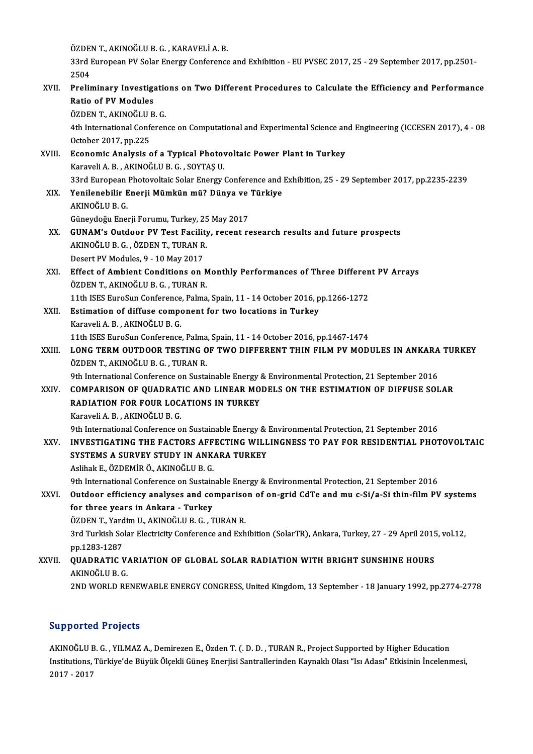ÖZDEN T., AKINOĞLU B. G. , KARAVELİ A. B.
33rd European PV Solar Energy Conference and Exhibition - EU PVSEC 2017, 25 - 29 September 2017, pp.2501-2504

XVII. **Preliminary Investigations on Two Different Procedures to Calculate the Efficiency and Performance Ratio of PV Modules**
ÖZDEN T., AKINOĞLU B. G.
4th International Conference on Computational and Experimental Science and Engineering (ICCESEN 2017), 4 - 08 October 2017, pp.225

XVIII. **Economic Analysis of a Typical Photovoltaic Power Plant in Turkey**
Karaveli A. B. , AKINOĞLU B. G. , SOYTAŞ U.
33rd European Photovoltaic Solar Energy Conference and Exhibition, 25 - 29 September 2017, pp.2235-2239

XIX. **Yenilenebilir Enerji Mümkün mü? Dünya ve Türkiye**
AKINOĞLU B. G.
Güneydoğu Enerji Forumu, Turkey, 25 May 2017

XX. **GUNAM's Outdoor PV Test Facility, recent research results and future prospects**
AKINOĞLU B. G. , ÖZDEN T., TURAN R.
Desert PV Modules, 9 - 10 May 2017

XXI. **Effect of Ambient Conditions on Monthly Performances of Three Different PV Arrays**
ÖZDEN T., AKINOĞLU B. G. , TURAN R.
11th ISES EuroSun Conference, Palma, Spain, 11 - 14 October 2016, pp.1266-1272

XXII. **Estimation of diffuse component for two locations in Turkey**
Karaveli A. B. , AKINOĞLU B. G.
11th ISES EuroSun Conference, Palma, Spain, 11 - 14 October 2016, pp.1467-1474

XXIII. **LONG TERM OUTDOOR TESTING OF TWO DIFFERENT THIN FILM PV MODULES IN ANKARA TURKEY**
ÖZDEN T., AKINOĞLU B. G. , TURAN R.
9th International Conference on Sustainable Energy & Environmental Protection, 21 September 2016

XXIV. **COMPARISON OF QUADRATIC AND LINEAR MODELS ON THE ESTIMATION OF DIFFUSE SOLAR RADIATION FOR FOUR LOCATIONS IN TURKEY**
Karaveli A. B. , AKINOĞLU B. G.
9th International Conference on Sustainable Energy & Environmental Protection, 21 September 2016

XXV. **INVESTIGATING THE FACTORS AFFECTING WILLINGNESS TO PAY FOR RESIDENTIAL PHOTOVOLTAIC SYSTEMS A SURVEY STUDY IN ANKARA TURKEY**
Aslihak E., ÖZDEMİR Ö., AKINOĞLU B. G.
9th International Conference on Sustainable Energy & Environmental Protection, 21 September 2016

XXVI. **Outdoor efficiency analyses and comparison of on-grid CdTe and mu c-Si/a-Si thin-film PV systems for three years in Ankara - Turkey**
ÖZDEN T., Yardim U., AKINOĞLU B. G. , TURAN R.
3rd Turkish Solar Electricity Conference and Exhibition (SolarTR), Ankara, Turkey, 27 - 29 April 2015, vol.12, pp.1283-1287

XXVII. **QUADRATIC VARIATION OF GLOBAL SOLAR RADIATION WITH BRIGHT SUNSHINE HOURS**
AKINOĞLU B. G.
2ND WORLD RENEWABLE ENERGY CONGRESS, United Kingdom, 13 September - 18 January 1992, pp.2774-2778

## Supported Projects

AKINOĞLU B. G. , YILMAZ A., Demirezen E., Özden T. (. D. D. , TURAN R., Project Supported by Higher Education Institutions, Türkiye'de Büyük Ölçekli Güneş Enerjisi Santrallerinden Kaynaklı Olası "Isı Adası" Etkisinin İncelenmesi, 2017 - 2017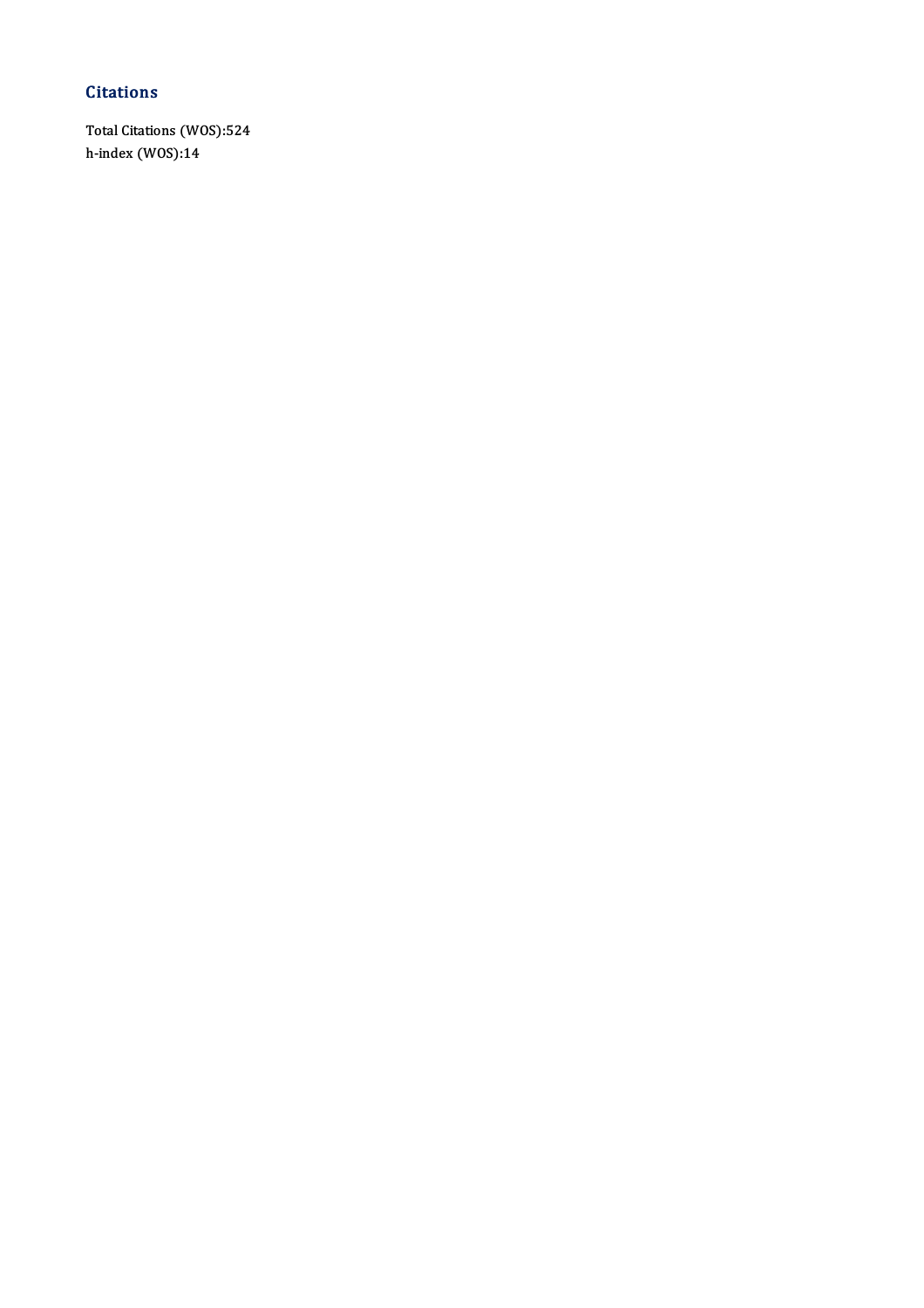## Citations

Total Citations (WOS):524
h-index (WOS):14